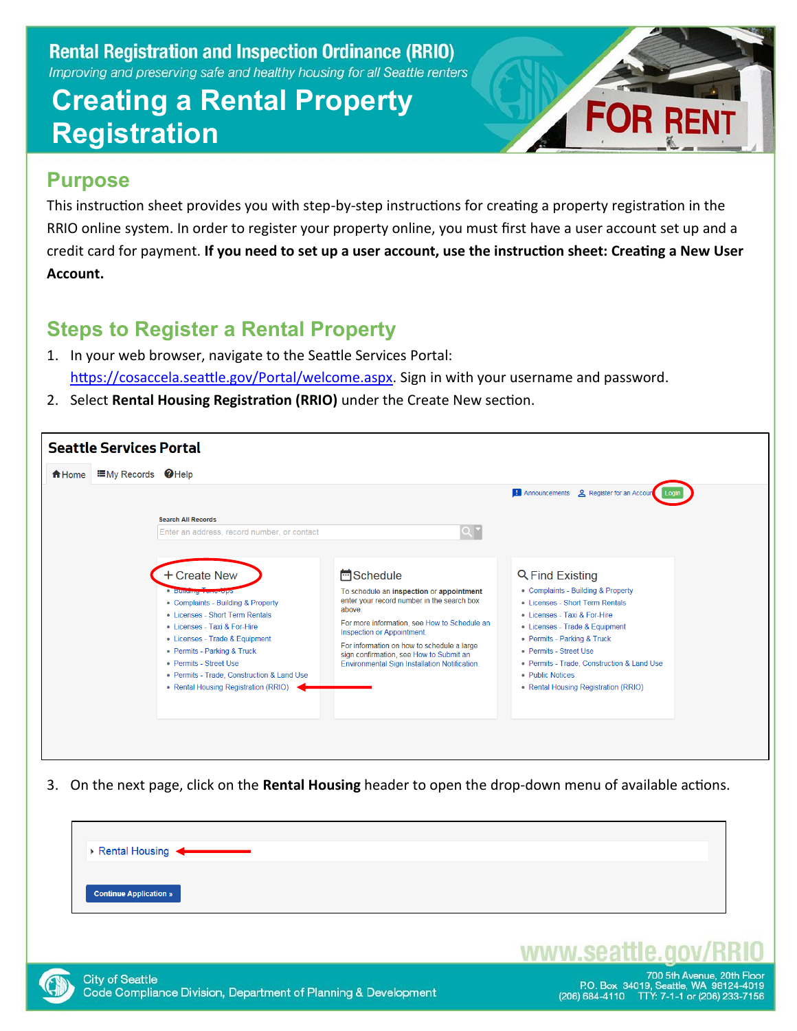# Rental Registration and Inspection Ordinance (RRIO)

*Improving and preserving safe and healthy housing for all Seattle renters*

# Creating a Rental Property Registration

## Purpose

This instruction sheet provides you with step-by-step instructions for creating a property registration in the RRIO online system. In order to register your property online, you must first have a user account set up and a credit card for payment. **If you need to set up a user account, use the instruction sheet: Creating a New User Account.**

## Steps to Register a Rental Property

1. In your web browser, navigate to the Seattle Services Portal: https://cosaccela.seattle.gov/Portal/welcome.aspx. Sign in with your username and password.
2. Select **Rental Housing Registration (RRIO)** under the Create New section.

Seattle Services Portal

Home | My Records | Help

Announcements | Register for an Account | Login

Search All Records

Enter an address, record number, or contact

**+ Create New**
- Building Tune-Ups
- Complaints - Building & Property
- Licenses - Short Term Rentals
- Licenses - Taxi & For-Hire
- Licenses - Trade & Equipment
- Permits - Parking & Truck
- Permits - Street Use
- Permits - Trade, Construction & Land Use
- Rental Housing Registration (RRIO)

**Schedule**

To schedule an inspection or appointment enter your record number in the search box above.

For more information, see How to Schedule an Inspection or Appointment.

For information on how to schedule a large sign confirmation, see How to Submit an Environmental Sign Installation Notification.

**Find Existing**
- Complaints - Building & Property
- Licenses - Short Term Rentals
- Licenses - Taxi & For-Hire
- Licenses - Trade & Equipment
- Permits - Parking & Truck
- Permits - Street Use
- Permits - Trade, Construction & Land Use
- Public Notices
- Rental Housing Registration (RRIO)

3. On the next page, click on the **Rental Housing** header to open the drop-down menu of available actions.

Rental Housing

Continue Application »

www.seattle.gov/RRIO

City of Seattle
Code Compliance Division, Department of Planning & Development

700 5th Avenue, 20th Floor
P.O. Box 34019, Seattle, WA 98124-4019
(206) 684-4110 TTY: 7-1-1 or (206) 233-7156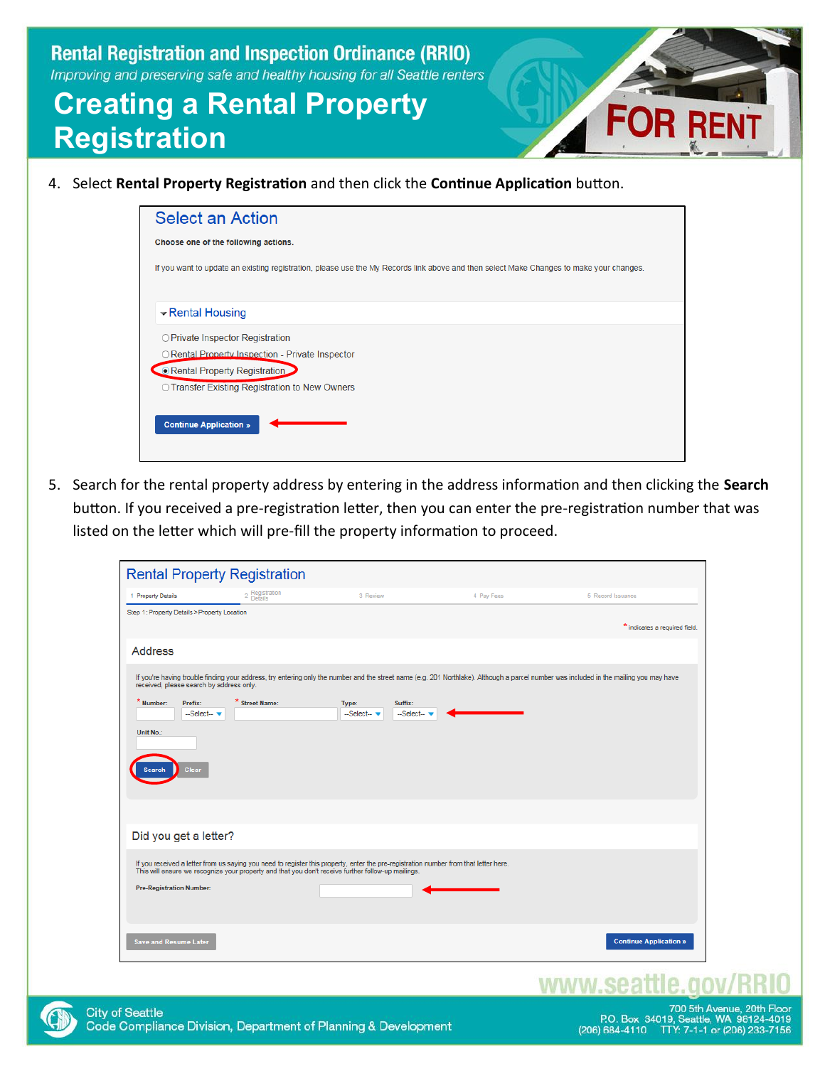# Rental Registration and Inspection Ordinance (RRIO)

*Improving and preserving safe and healthy housing for all Seattle renters*

# Creating a Rental Property Registration

4. Select **Rental Property Registration** and then click the **Continue Application** button.

5. Search for the rental property address by entering in the address information and then clicking the **Search** button. If you received a pre-registration letter, then you can enter the pre-registration number that was listed on the letter which will pre-fill the property information to proceed.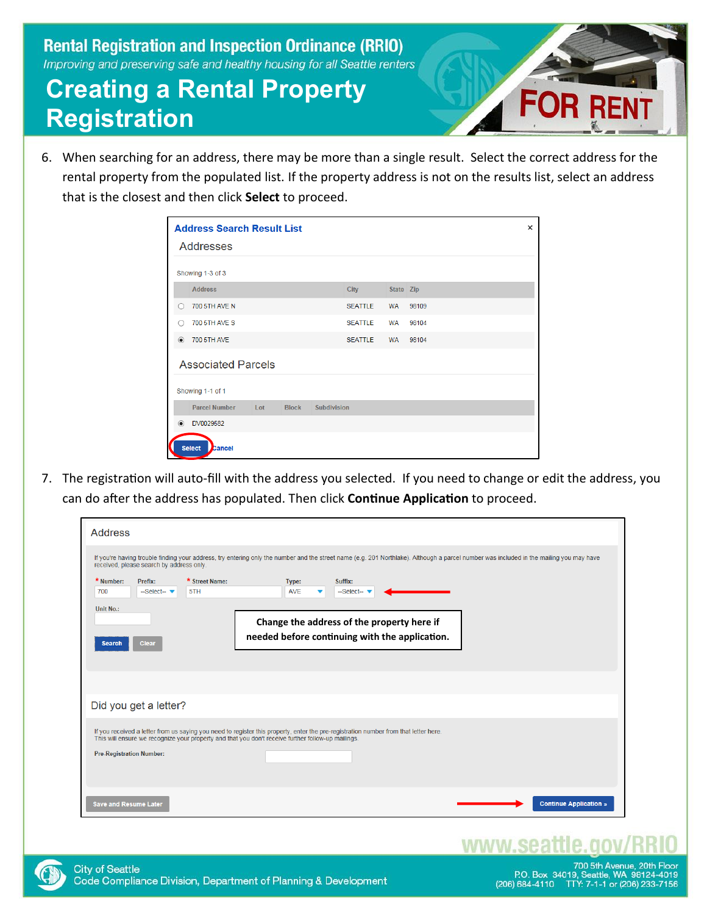# Rental Registration and Inspection Ordinance (RRIO)

*Improving and preserving safe and healthy housing for all Seattle renters*

# Creating a Rental Property Registration

6. When searching for an address, there may be more than a single result. Select the correct address for the rental property from the populated list. If the property address is not on the results list, select an address that is the closest and then click **Select** to proceed.

**Address Search Result List**

Addresses

Showing 1-3 of 3

| | Address | City | State | Zip |
|---|---|---|---|---|
| ○ | 700 5TH AVE N | SEATTLE | WA | 98109 |
| ○ | 700 5TH AVE S | SEATTLE | WA | 98104 |
| ◉ | 700 5TH AVE | SEATTLE | WA | 98104 |

Associated Parcels

Showing 1-1 of 1

| | Parcel Number | Lot | Block | Subdivision |
|---|---|---|---|---|
| ◉ | DV0029582 | | | |

Select Cancel

7. The registration will auto-fill with the address you selected. If you need to change or edit the address, you can do after the address has populated. Then click **Continue Application** to proceed.

Address

If you're having trouble finding your address, try entering only the number and the street name (e.g. 201 Northlake). Although a parcel number was included in the mailing you may have received, please search by address only.

| * Number: | Prefix: | * Street Name: | Type: | Suffix: |
|---|---|---|---|---|
| 700 | --Select-- | 5TH | AVE | --Select-- |

Unit No.:

Search Clear

**Change the address of the property here if needed before continuing with the application.**

Did you get a letter?

If you received a letter from us saying you need to register this property, enter the pre-registration number from that letter here. This will ensure we recognize your property and that you don't receive further follow-up mailings.

Pre-Registration Number:

Save and Resume Later | Continue Application »

www.seattle.gov/RRIO

City of Seattle
Code Compliance Division, Department of Planning & Development

700 5th Avenue, 20th Floor
P.O. Box 34019, Seattle, WA 98124-4019
(206) 684-4110 TTY: 7-1-1 or (206) 233-7156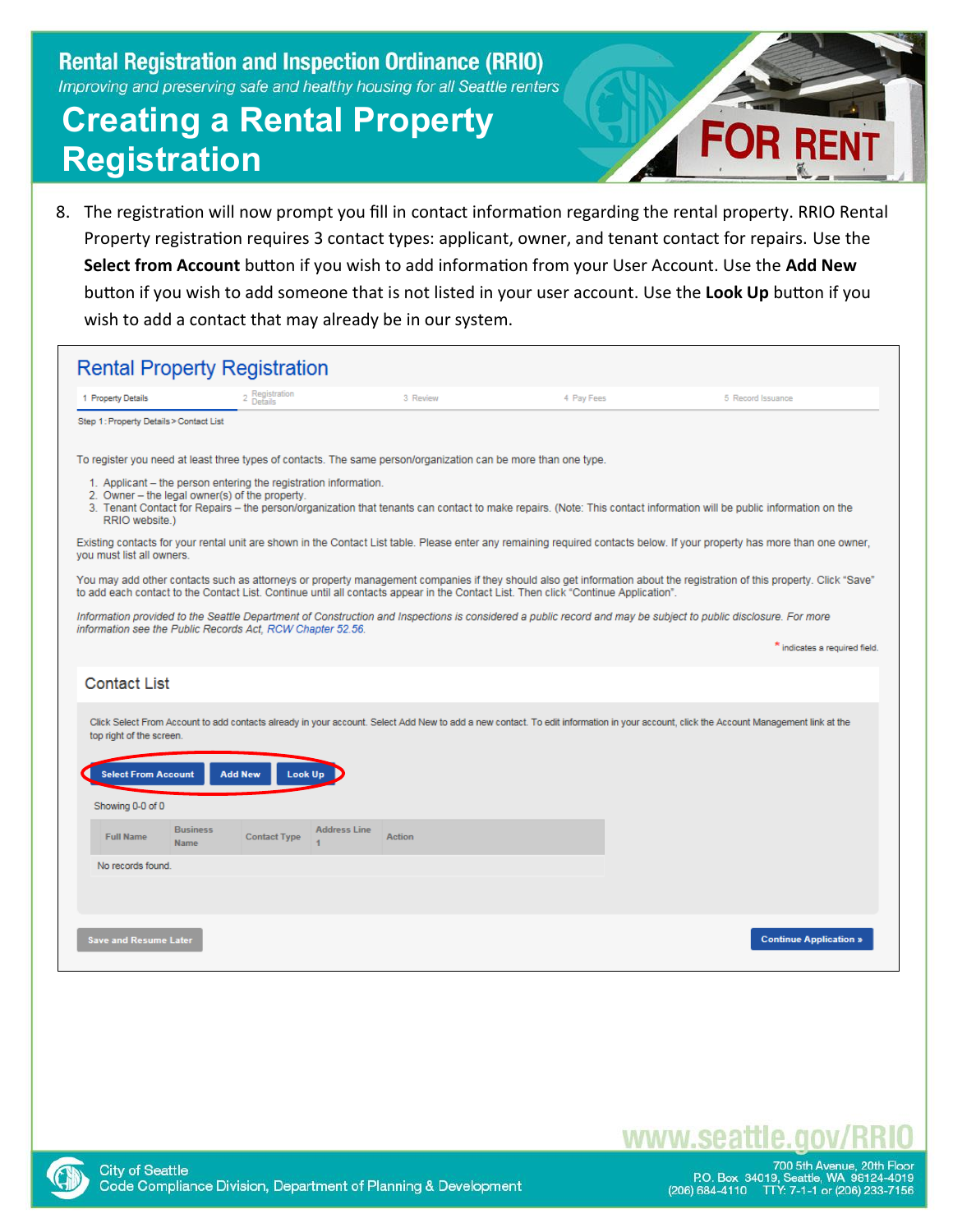# Rental Registration and Inspection Ordinance (RRIO)

*Improving and preserving safe and healthy housing for all Seattle renters*

# Creating a Rental Property Registration

8. The registration will now prompt you fill in contact information regarding the rental property. RRIO Rental Property registration requires 3 contact types: applicant, owner, and tenant contact for repairs. Use the **Select from Account** button if you wish to add information from your User Account. Use the **Add New** button if you wish to add someone that is not listed in your user account. Use the **Look Up** button if you wish to add a contact that may already be in our system.

## Rental Property Registration

1 Property Details | 2 Registration Details | 3 Review | 4 Pay Fees | 5 Record Issuance

Step 1: Property Details > Contact List

To register you need at least three types of contacts. The same person/organization can be more than one type.

1. Applicant – the person entering the registration information.
2. Owner – the legal owner(s) of the property.
3. Tenant Contact for Repairs – the person/organization that tenants can contact to make repairs. (Note: This contact information will be public information on the RRIO website.)

Existing contacts for your rental unit are shown in the Contact List table. Please enter any remaining required contacts below. If your property has more than one owner, you must list all owners.

You may add other contacts such as attorneys or property management companies if they should also get information about the registration of this property. Click "Save" to add each contact to the Contact List. Continue until all contacts appear in the Contact List. Then click "Continue Application".

*Information provided to the Seattle Department of Construction and Inspections is considered a public record and may be subject to public disclosure. For more information see the Public Records Act, RCW Chapter 52.56.*

\* indicates a required field.

### Contact List

Click Select From Account to add contacts already in your account. Select Add New to add a new contact. To edit information in your account, click the Account Management link at the top right of the screen.

**Select From Account** | **Add New** | **Look Up**

Showing 0-0 of 0

| Full Name | Business Name | Contact Type | Address Line 1 | Action |
|---|---|---|---|---|
| No records found. | | | | |

Save and Resume Later | Continue Application »

www.seattle.gov/RRIO

City of Seattle
Code Compliance Division, Department of Planning & Development

700 5th Avenue, 20th Floor
P.O. Box 34019, Seattle, WA 98124-4019
(206) 684-4110 TTY: 7-1-1 or (206) 233-7156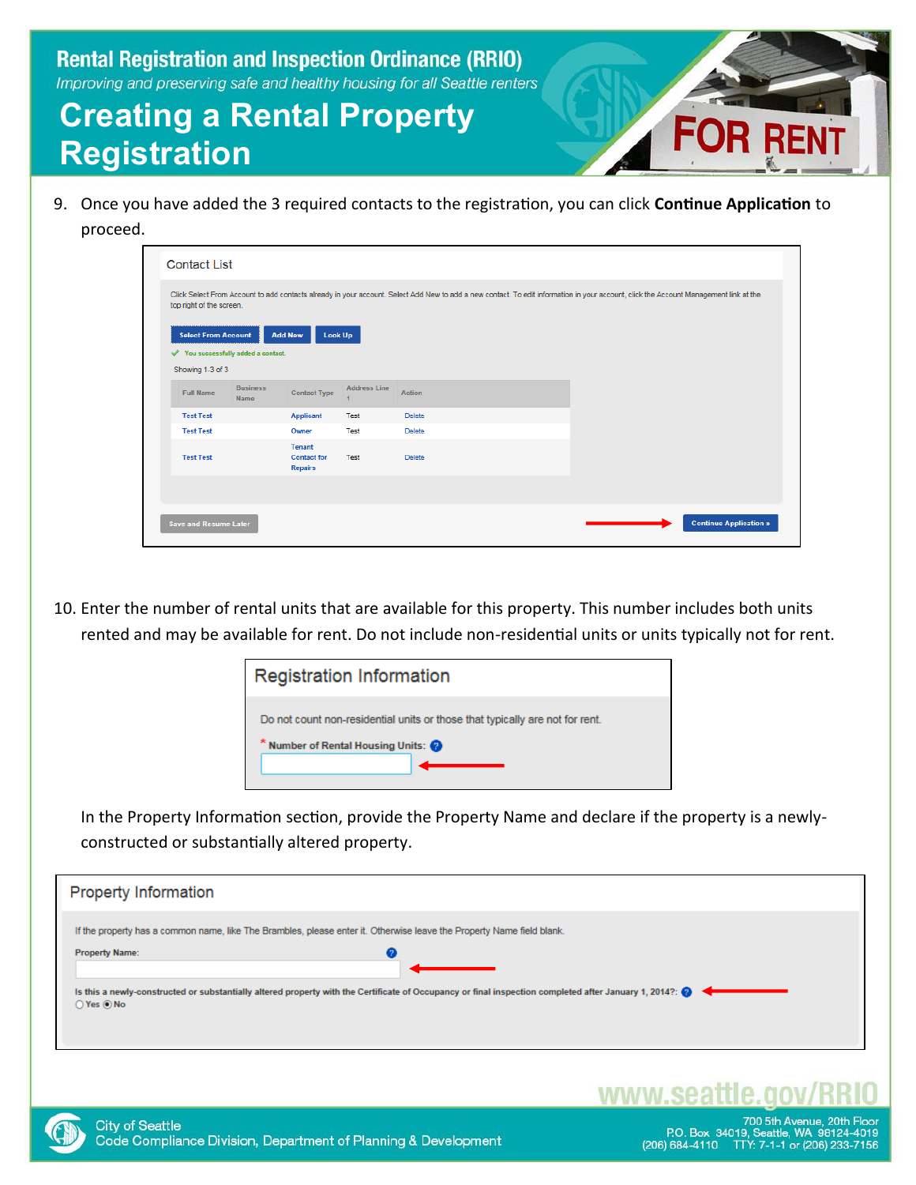# Rental Registration and Inspection Ordinance (RRIO)

*Improving and preserving safe and healthy housing for all Seattle renters*

# Creating a Rental Property Registration

9. Once you have added the 3 required contacts to the registration, you can click **Continue Application** to proceed.

Contact List

Click Select From Account to add contacts already in your account. Select Add New to add a new contact. To edit information in your account, click the Account Management link at the top right of the screen.

Select From Account | Add New | Look Up

✓ You successfully added a contact.

Showing 1-3 of 3

| Full Name | Business Name | Contact Type | Address Line 1 | Action |
|---|---|---|---|---|
| Test Test | | Applicant | Test | Delete |
| Test Test | | Owner | Test | Delete |
| Test Test | | Tenant Contact for Repairs | Test | Delete |

Save and Resume Later | Continue Application »

10. Enter the number of rental units that are available for this property. This number includes both units rented and may be available for rent. Do not include non-residential units or units typically not for rent.

Registration Information

Do not count non-residential units or those that typically are not for rent.

\* Number of Rental Housing Units:

In the Property Information section, provide the Property Name and declare if the property is a newly-constructed or substantially altered property.

Property Information

If the property has a common name, like The Brambles, please enter it. Otherwise leave the Property Name field blank.

Property Name:

Is this a newly-constructed or substantially altered property with the Certificate of Occupancy or final inspection completed after January 1, 2014?:

○ Yes ◉ No

www.seattle.gov/RRIO

City of Seattle
Code Compliance Division, Department of Planning & Development

700 5th Avenue, 20th Floor
P.O. Box 34019, Seattle, WA 98124-4019
(206) 684-4110 TTY: 7-1-1 or (206) 233-7156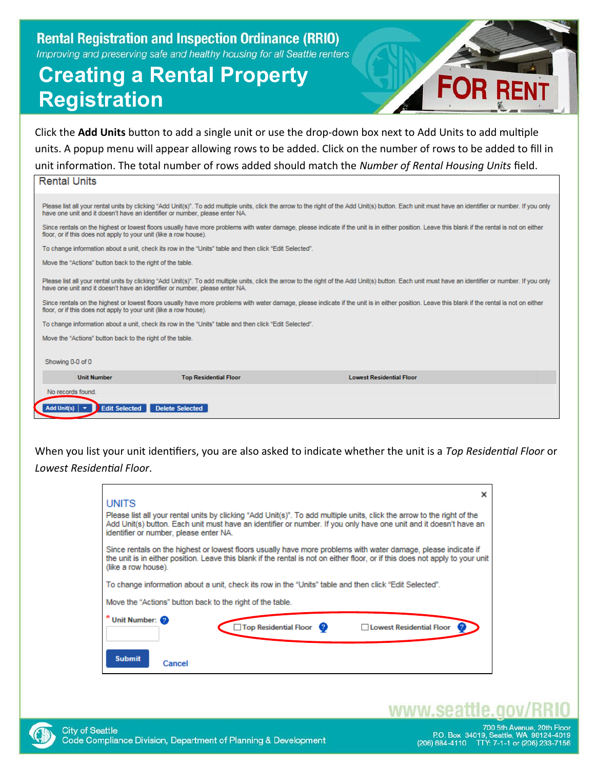# Rental Registration and Inspection Ordinance (RRIO)

*Improving and preserving safe and healthy housing for all Seattle renters*

# Creating a Rental Property Registration

Click the **Add Units** button to add a single unit or use the drop-down box next to Add Units to add multiple units. A popup menu will appear allowing rows to be added. Click on the number of rows to be added to fill in unit information. The total number of rows added should match the *Number of Rental Housing Units* field.

**Rental Units**

Please list all your rental units by clicking "Add Unit(s)". To add multiple units, click the arrow to the right of the Add Unit(s) button. Each unit must have an identifier or number. If you only have one unit and it doesn't have an identifier or number, please enter NA.

Since rentals on the highest or lowest floors usually have more problems with water damage, please indicate if the unit is in either position. Leave this blank if the rental is not on either floor, or if this does not apply to your unit (like a row house).

To change information about a unit, check its row in the "Units" table and then click "Edit Selected".

Move the "Actions" button back to the right of the table.

Please list all your rental units by clicking "Add Unit(s)". To add multiple units, click the arrow to the right of the Add Unit(s) button. Each unit must have an identifier or number. If you only have one unit and it doesn't have an identifier or number, please enter NA.

Since rentals on the highest or lowest floors usually have more problems with water damage, please indicate if the unit is in either position. Leave this blank if the rental is not on either floor, or if this does not apply to your unit (like a row house).

To change information about a unit, check its row in the "Units" table and then click "Edit Selected".

Move the "Actions" button back to the right of the table.

Showing 0-0 of 0

| Unit Number | Top Residential Floor | Lowest Residential Floor |
|---|---|---|
| No records found. | | |

Add Unit(s) | Edit Selected | Delete Selected

When you list your unit identifiers, you are also asked to indicate whether the unit is a *Top Residential Floor* or *Lowest Residential Floor*.

**UNITS**

Please list all your rental units by clicking "Add Unit(s)". To add multiple units, click the arrow to the right of the Add Unit(s) button. Each unit must have an identifier or number. If you only have one unit and it doesn't have an identifier or number, please enter NA.

Since rentals on the highest or lowest floors usually have more problems with water damage, please indicate if the unit is in either position. Leave this blank if the rental is not on either floor, or if this does not apply to your unit (like a row house).

To change information about a unit, check its row in the "Units" table and then click "Edit Selected".

Move the "Actions" button back to the right of the table.

\* Unit Number: ☐ Top Residential Floor ☐ Lowest Residential Floor

Submit Cancel

www.seattle.gov/RRIO

City of Seattle
Code Compliance Division, Department of Planning & Development

700 5th Avenue, 20th Floor
P.O. Box 34019, Seattle, WA 98124-4019
(206) 684-4110 TTY: 7-1-1 or (206) 233-7156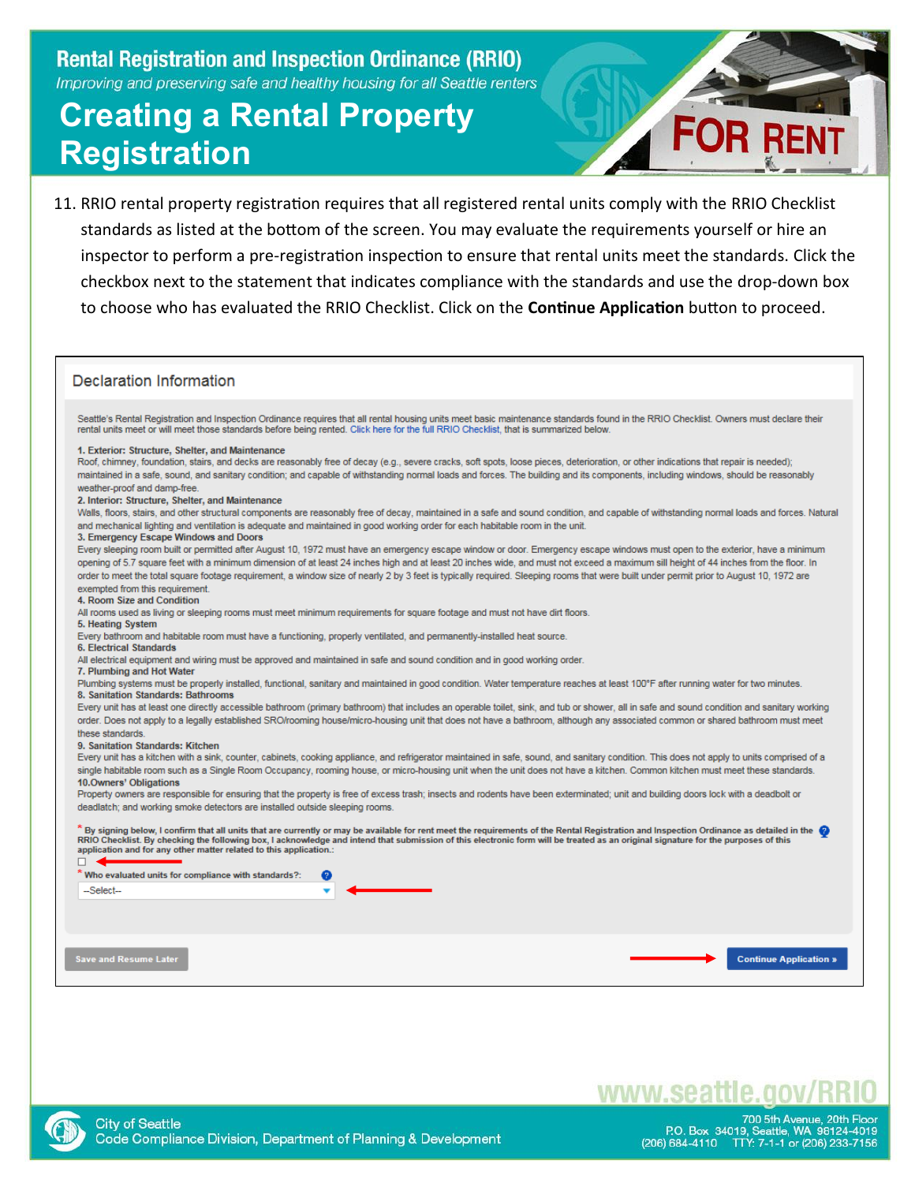# Rental Registration and Inspection Ordinance (RRIO)

*Improving and preserving safe and healthy housing for all Seattle renters*

## Creating a Rental Property Registration

11. RRIO rental property registration requires that all registered rental units comply with the RRIO Checklist standards as listed at the bottom of the screen. You may evaluate the requirements yourself or hire an inspector to perform a pre-registration inspection to ensure that rental units meet the standards. Click the checkbox next to the statement that indicates compliance with the standards and use the drop-down box to choose who has evaluated the RRIO Checklist. Click on the **Continue Application** button to proceed.

### Declaration Information

Seattle's Rental Registration and Inspection Ordinance requires that all rental housing units meet basic maintenance standards found in the RRIO Checklist. Owners must declare their rental units meet or will meet those standards before being rented. Click here for the full RRIO Checklist, that is summarized below.

**1. Exterior: Structure, Shelter, and Maintenance**
Roof, chimney, foundation, stairs, and decks are reasonably free of decay (e.g., severe cracks, soft spots, loose pieces, deterioration, or other indications that repair is needed); maintained in a safe, sound, and sanitary condition; and capable of withstanding normal loads and forces. The building and its components, including windows, should be reasonably weather-proof and damp-free.

**2. Interior: Structure, Shelter, and Maintenance**
Walls, floors, stairs, and other structural components are reasonably free of decay, maintained in a safe and sound condition, and capable of withstanding normal loads and forces. Natural and mechanical lighting and ventilation is adequate and maintained in good working order for each habitable room in the unit.

**3. Emergency Escape Windows and Doors**
Every sleeping room built or permitted after August 10, 1972 must have an emergency escape window or door. Emergency escape windows must open to the exterior, have a minimum opening of 5.7 square feet with a minimum dimension of at least 24 inches high and at least 20 inches wide, and must not exceed a maximum sill height of 44 inches from the floor. In order to meet the total square footage requirement, a window size of nearly 2 by 3 feet is typically required. Sleeping rooms that were built under permit prior to August 10, 1972 are exempted from this requirement.

**4. Room Size and Condition**
All rooms used as living or sleeping rooms must meet minimum requirements for square footage and must not have dirt floors.

**5. Heating System**
Every bathroom and habitable room must have a functioning, properly ventilated, and permanently-installed heat source.

**6. Electrical Standards**
All electrical equipment and wiring must be approved and maintained in safe and sound condition and in good working order.

**7. Plumbing and Hot Water**
Plumbing systems must be properly installed, functional, sanitary and maintained in good condition. Water temperature reaches at least 100°F after running water for two minutes.

**8. Sanitation Standards: Bathrooms**
Every unit has at least one directly accessible bathroom (primary bathroom) that includes an operable toilet, sink, and tub or shower, all in safe and sound condition and sanitary working order. Does not apply to a legally established SRO/rooming house/micro-housing unit that does not have a bathroom, although any associated common or shared bathroom must meet these standards.

**9. Sanitation Standards: Kitchen**
Every unit has a kitchen with a sink, counter, cabinets, cooking appliance, and refrigerator maintained in safe, sound, and sanitary condition. This does not apply to units comprised of a single habitable room such as a Single Room Occupancy, rooming house, or micro-housing unit when the unit does not have a kitchen. Common kitchen must meet these standards.

**10. Owners' Obligations**
Property owners are responsible for ensuring that the property is free of excess trash; insects and rodents have been exterminated; unit and building doors lock with a deadbolt or deadlatch; and working smoke detectors are installed outside sleeping rooms.

\* **By signing below, I confirm that all units that are currently or may be available for rent meet the requirements of the Rental Registration and Inspection Ordinance as detailed in the RRIO Checklist. By checking the following box, I acknowledge and intend that submission of this electronic form will be treated as an original signature for the purposes of this application and for any other matter related to this application.:**

☐

\* **Who evaluated units for compliance with standards?:**

--Select--

Save and Resume Later | Continue Application »

www.seattle.gov/RRIO

City of Seattle
Code Compliance Division, Department of Planning & Development

700 5th Avenue, 20th Floor
P.O. Box 34019, Seattle, WA 98124-4019
(206) 684-4110 TTY: 7-1-1 or (206) 233-7156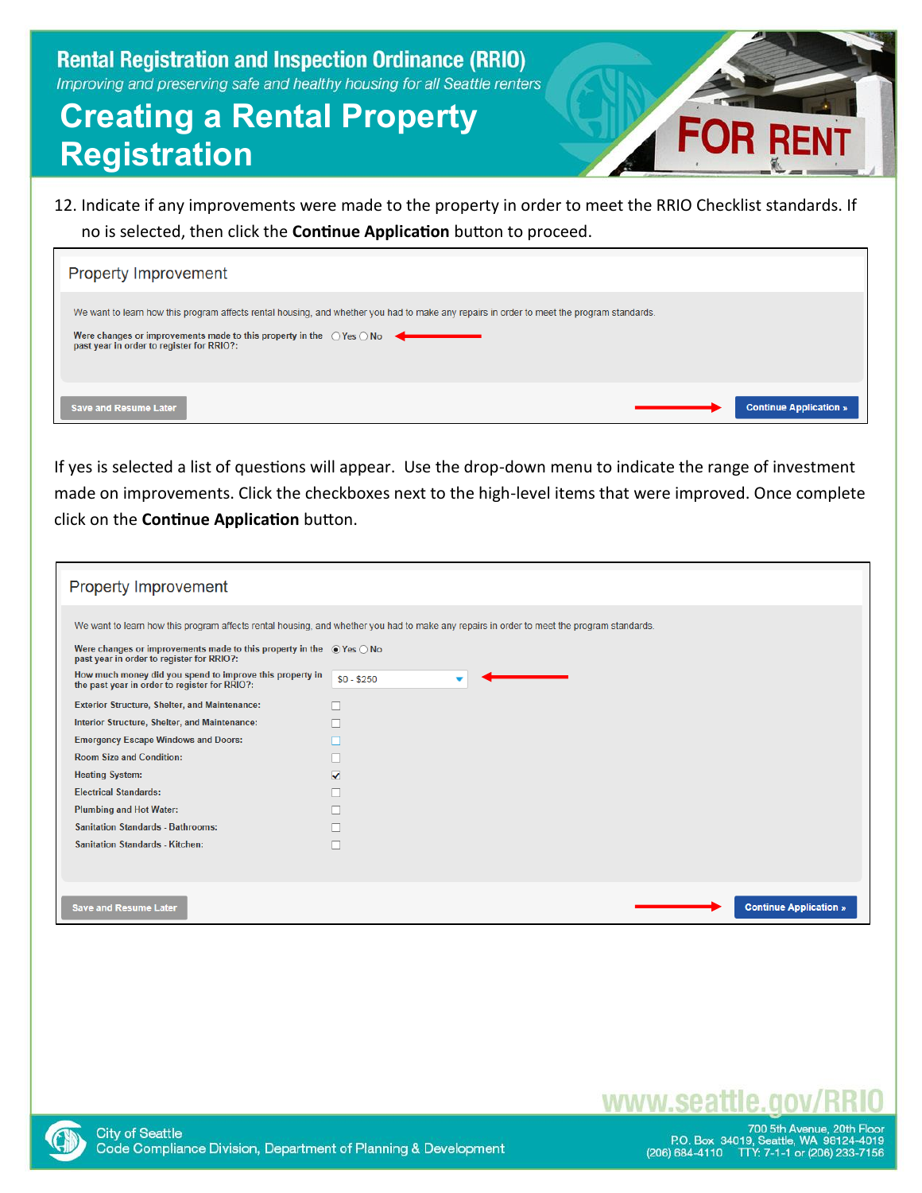# Rental Registration and Inspection Ordinance (RRIO)

*Improving and preserving safe and healthy housing for all Seattle renters*

## Creating a Rental Property Registration

12. Indicate if any improvements were made to the property in order to meet the RRIO Checklist standards. If no is selected, then click the **Continue Application** button to proceed.

**Property Improvement**

We want to learn how this program affects rental housing, and whether you had to make any repairs in order to meet the program standards.

Were changes or improvements made to this property in the past year in order to register for RRIO?: ○ Yes ○ No

Save and Resume Later | Continue Application »

If yes is selected a list of questions will appear. Use the drop-down menu to indicate the range of investment made on improvements. Click the checkboxes next to the high-level items that were improved. Once complete click on the **Continue Application** button.

**Property Improvement**

We want to learn how this program affects rental housing, and whether you had to make any repairs in order to meet the program standards.

Were changes or improvements made to this property in the past year in order to register for RRIO?: ◉ Yes ○ No

How much money did you spend to improve this property in the past year in order to register for RRIO?: $0 - $250

- [ ] Exterior Structure, Shelter, and Maintenance:
- [ ] Interior Structure, Shelter, and Maintenance:
- [ ] Emergency Escape Windows and Doors:
- [ ] Room Size and Condition:
- [x] Heating System:
- [ ] Electrical Standards:
- [ ] Plumbing and Hot Water:
- [ ] Sanitation Standards - Bathrooms:
- [ ] Sanitation Standards - Kitchen:

Save and Resume Later | Continue Application »

www.seattle.gov/RRIO

City of Seattle
Code Compliance Division, Department of Planning & Development

700 5th Avenue, 20th Floor
P.O. Box 34019, Seattle, WA 98124-4019
(206) 684-4110 TTY: 7-1-1 or (206) 233-7156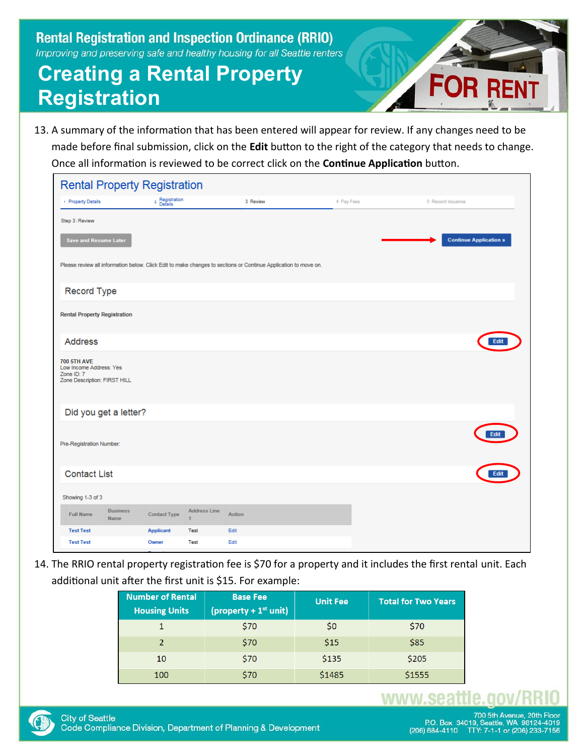# Rental Registration and Inspection Ordinance (RRIO)

*Improving and preserving safe and healthy housing for all Seattle renters*

# Creating a Rental Property Registration

13. A summary of the information that has been entered will appear for review. If any changes need to be made before final submission, click on the **Edit** button to the right of the category that needs to change. Once all information is reviewed to be correct click on the **Continue Application** button.

14. The RRIO rental property registration fee is $70 for a property and it includes the first rental unit. Each additional unit after the first unit is $15. For example:

| Number of Rental Housing Units | Base Fee (property + 1st unit) | Unit Fee | Total for Two Years |
|---|---|---|---|
| 1 | $70 | $0 | $70 |
| 2 | $70 | $15 | $85 |
| 10 | $70 | $135 | $205 |
| 100 | $70 | $1485 | $1555 |

www.seattle.gov/RRIO

City of Seattle
Code Compliance Division, Department of Planning & Development

700 5th Avenue, 20th Floor
P.O. Box 34019, Seattle, WA 98124-4019
(206) 684-4110 TTY: 7-1-1 or (206) 233-7156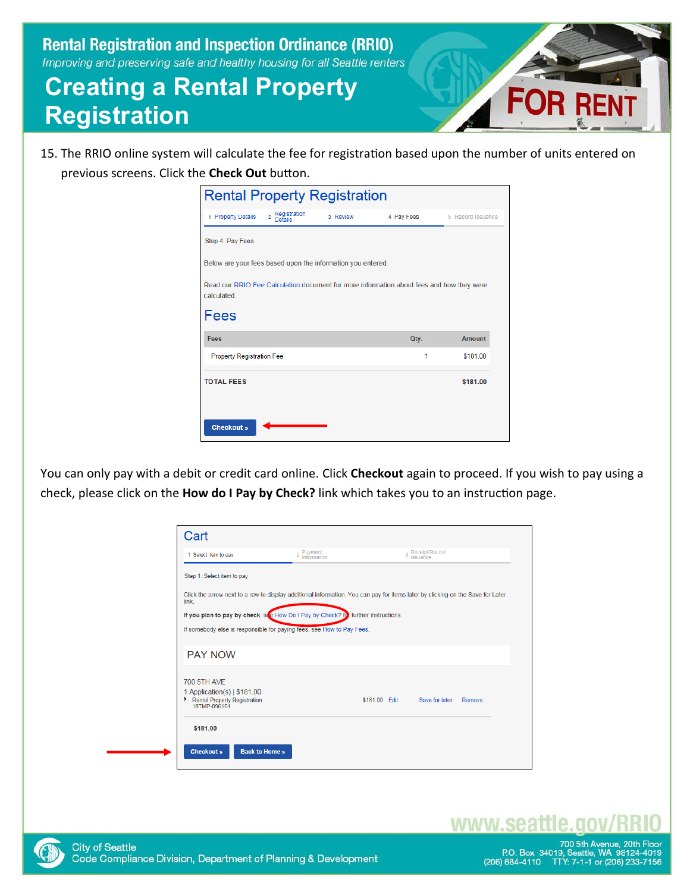15. The RRIO online system will calculate the fee for registration based upon the number of units entered on previous screens. Click the **Check Out** button.

## Rental Property Registration

1 Property Details 2 Registration Details 3 Review 4 Pay Fees 5 Record Issuance

Step 4 : Pay Fees

Below are your fees based upon the information you entered.

Read our RRIO Fee Calculation document for more information about fees and how they were calculated.

### Fees

| Fees | Qty. | Amount |
|---|---|---|
| Property Registration Fee | 1 | $181.00 |
| **TOTAL FEES** | | **$181.00** |

**Checkout »**

You can only pay with a debit or credit card online. Click **Checkout** again to proceed. If you wish to pay using a check, please click on the **How do I Pay by Check?** link which takes you to an instruction page.

## Cart

1 Select item to pay 2 Payment Information 3 Receipt/Record Issuance

Step 1: Select item to pay

Click the arrow next to a row to display additional information. You can pay for items later by clicking on the Save for Later link.

**If you plan to pay by check**, see How Do I Pay by Check? for further instructions.

If somebody else is responsible for paying fees, see How to Pay Fees.

PAY NOW

700 5TH AVE
1 Application(s) | $181.00
Rental Property Registration 18TMP-096151 $181.00 Edit Save for later Remove

**$181.00**

**Checkout »** **Back to Home »**

www.seattle.gov/RRIO

City of Seattle
Code Compliance Division, Department of Planning & Development

700 5th Avenue, 20th Floor
P.O. Box 34019, Seattle, WA 98124-4019
(206) 684-4110 TTY: 7-1-1 or (206) 233-7156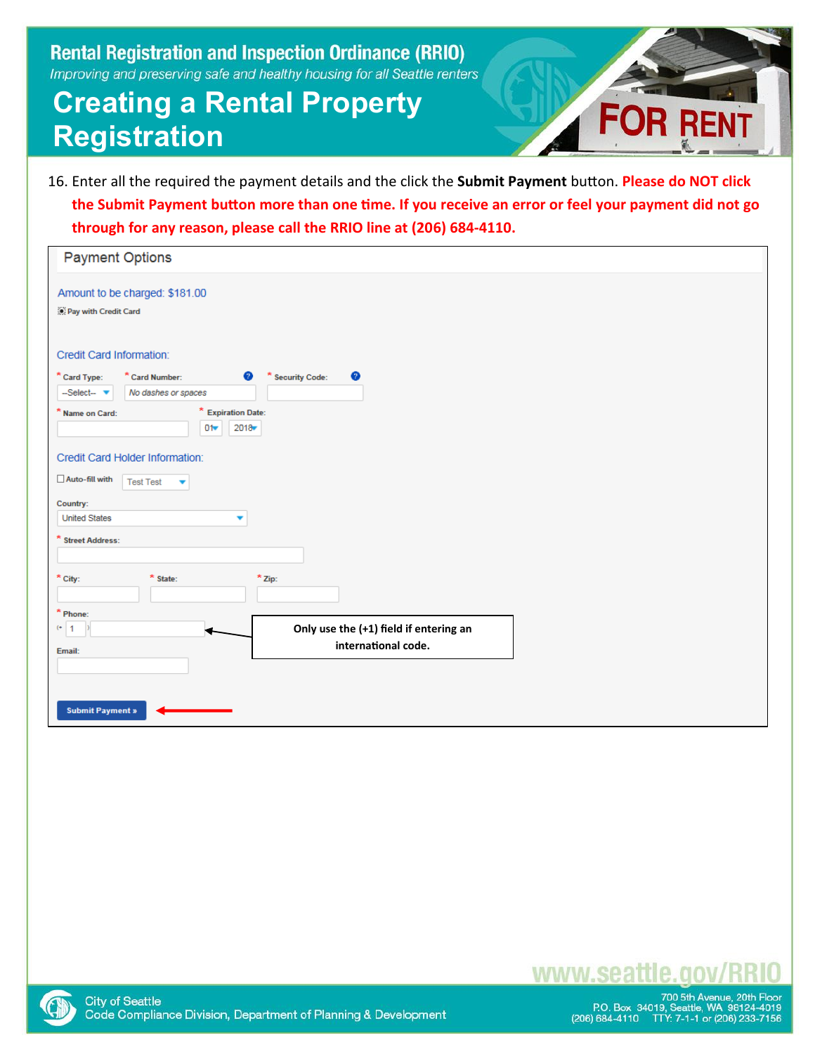# Rental Registration and Inspection Ordinance (RRIO)

*Improving and preserving safe and healthy housing for all Seattle renters*

# Creating a Rental Property Registration

16. Enter all the required the payment details and the click the **Submit Payment** button. **Please do NOT click the Submit Payment button more than one time. If you receive an error or feel your payment did not go through for any reason, please call the RRIO line at (206) 684-4110.**

Payment Options

Amount to be charged: $181.00

Pay with Credit Card

Credit Card Information:

* Card Type: --Select--
* Card Number: No dashes or spaces
* Security Code:
* Name on Card:
* Expiration Date: 01 2018

Credit Card Holder Information:

Auto-fill with Test Test

Country: United States

* Street Address:
* City:
* State:
* Zip:
* Phone: 1

**Only use the (+1) field if entering an international code.**

Email:

Submit Payment »

www.seattle.gov/RRIO

City of Seattle
Code Compliance Division, Department of Planning & Development

700 5th Avenue, 20th Floor
P.O. Box 34019, Seattle, WA 98124-4019
(206) 684-4110 TTY: 7-1-1 or (206) 233-7156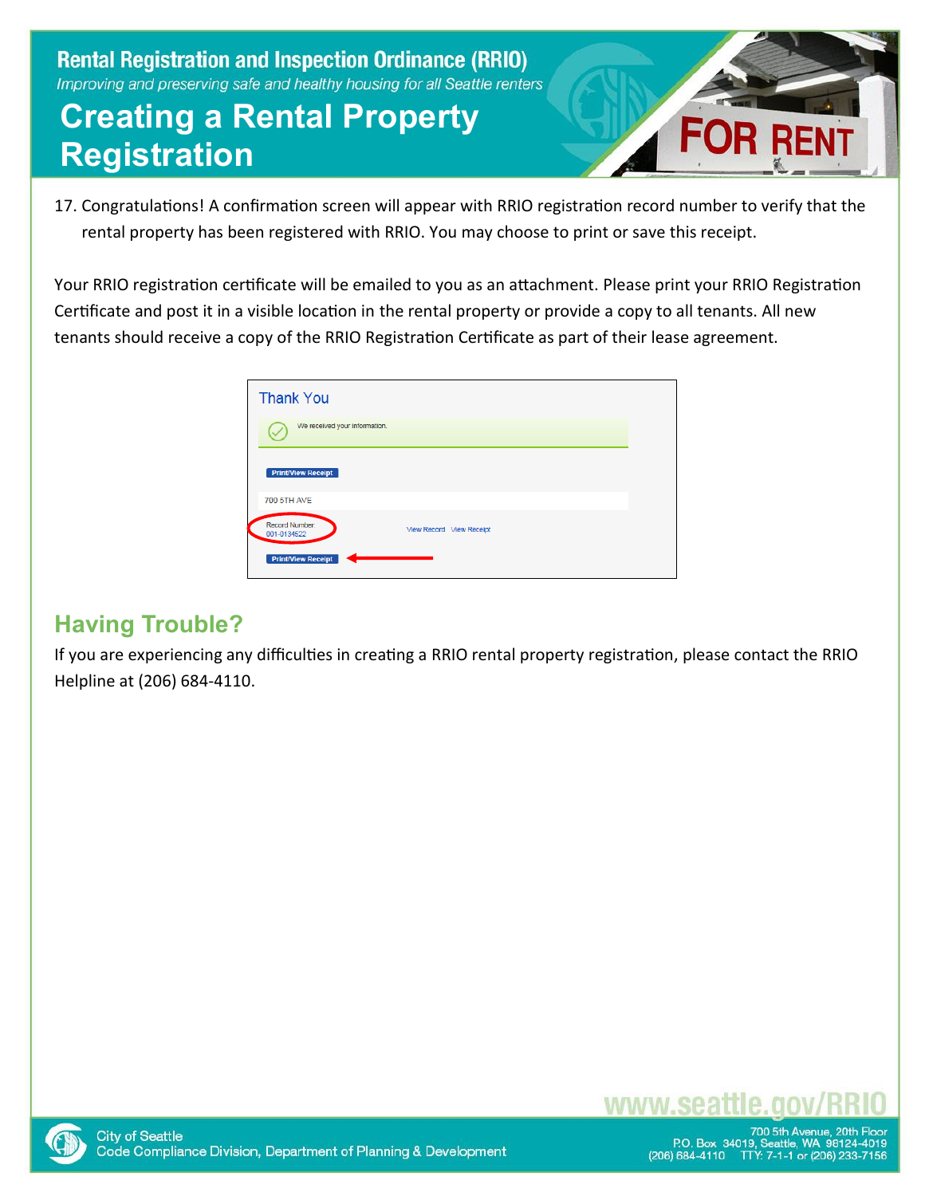# Rental Registration and Inspection Ordinance (RRIO)

*Improving and preserving safe and healthy housing for all Seattle renters*

# Creating a Rental Property Registration

17. Congratulations! A confirmation screen will appear with RRIO registration record number to verify that the rental property has been registered with RRIO. You may choose to print or save this receipt.

Your RRIO registration certificate will be emailed to you as an attachment. Please print your RRIO Registration Certificate and post it in a visible location in the rental property or provide a copy to all tenants. All new tenants should receive a copy of the RRIO Registration Certificate as part of their lease agreement.

Thank You

We received your information.

Print/View Receipt

700 5TH AVE

Record Number: 001-0134522

View Record View Receipt

Print/View Receipt

## Having Trouble?

If you are experiencing any difficulties in creating a RRIO rental property registration, please contact the RRIO Helpline at (206) 684-4110.

www.seattle.gov/RRIO

City of Seattle
Code Compliance Division, Department of Planning & Development

700 5th Avenue, 20th Floor
P.O. Box 34019, Seattle, WA 98124-4019
(206) 684-4110 TTY: 7-1-1 or (206) 233-7156